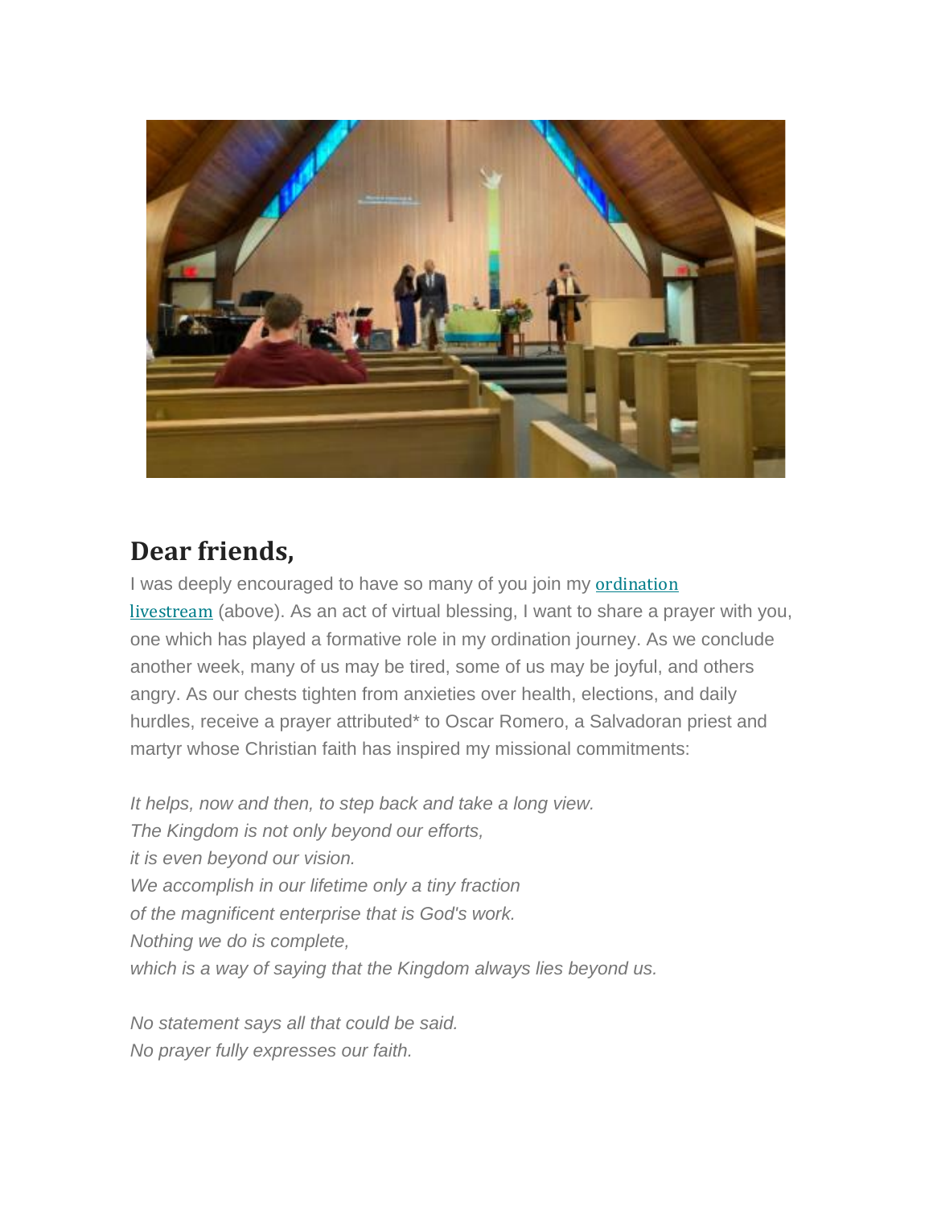## Dear friends,

I was deeply encouraged to have so many of you join my ordination livestream (above). As an act of virtual blessing, I want to share a prayer with you, one which has played a formative role in my ordination journey. As we conclude another week, many of us may be tired, some of us may be joyful, and others angry. As our chests tighten from anxieties over health, elections, and daily hurdles, receive a prayer attributed* to Oscar Romero, a Salvadoran priest and martyr whose Christian faith has inspired my missional commitments:

*It helps, now and then, to step back and take a long view.*
*The Kingdom is not only beyond our efforts,*
*it is even beyond our vision.*
*We accomplish in our lifetime only a tiny fraction*
*of the magnificent enterprise that is God's work.*
*Nothing we do is complete,*
*which is a way of saying that the Kingdom always lies beyond us.*

*No statement says all that could be said.*
*No prayer fully expresses our faith.*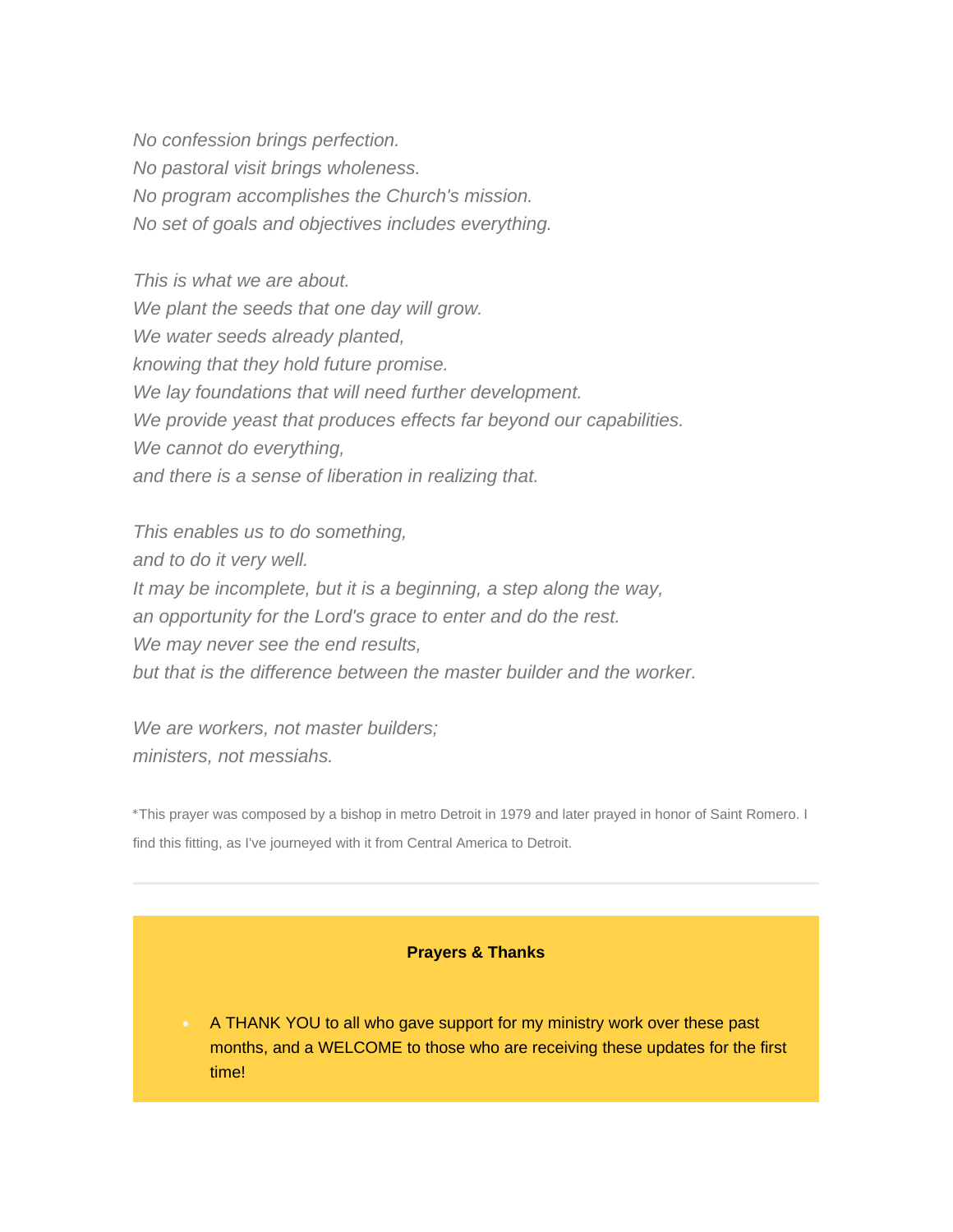*No confession brings perfection.*
*No pastoral visit brings wholeness.*
*No program accomplishes the Church's mission.*
*No set of goals and objectives includes everything.*

*This is what we are about.*
*We plant the seeds that one day will grow.*
*We water seeds already planted,*
*knowing that they hold future promise.*
*We lay foundations that will need further development.*
*We provide yeast that produces effects far beyond our capabilities.*
*We cannot do everything,*
*and there is a sense of liberation in realizing that.*

*This enables us to do something,*
*and to do it very well.*
*It may be incomplete, but it is a beginning, a step along the way,*
*an opportunity for the Lord's grace to enter and do the rest.*
*We may never see the end results,*
*but that is the difference between the master builder and the worker.*

*We are workers, not master builders;*
*ministers, not messiahs.*

*This prayer was composed by a bishop in metro Detroit in 1979 and later prayed in honor of Saint Romero. I find this fitting, as I've journeyed with it from Central America to Detroit.

---

**Prayers & Thanks**

- A THANK YOU to all who gave support for my ministry work over these past months, and a WELCOME to those who are receiving these updates for the first time!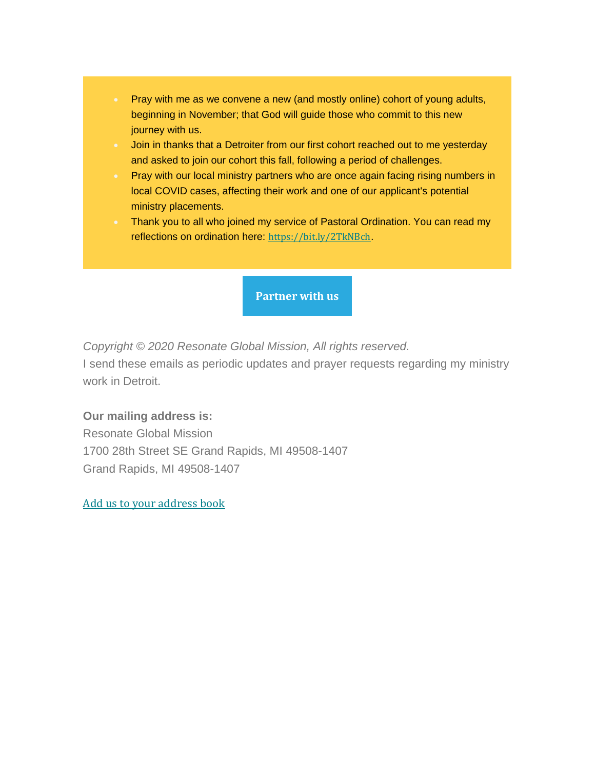- Pray with me as we convene a new (and mostly online) cohort of young adults, beginning in November; that God will guide those who commit to this new journey with us.
- Join in thanks that a Detroiter from our first cohort reached out to me yesterday and asked to join our cohort this fall, following a period of challenges.
- Pray with our local ministry partners who are once again facing rising numbers in local COVID cases, affecting their work and one of our applicant's potential ministry placements.
- Thank you to all who joined my service of Pastoral Ordination. You can read my reflections on ordination here: https://bit.ly/2TkNBch.

**Partner with us**

*Copyright © 2020 Resonate Global Mission, All rights reserved.*
I send these emails as periodic updates and prayer requests regarding my ministry work in Detroit.

**Our mailing address is:**
Resonate Global Mission
1700 28th Street SE Grand Rapids, MI 49508-1407
Grand Rapids, MI 49508-1407

Add us to your address book